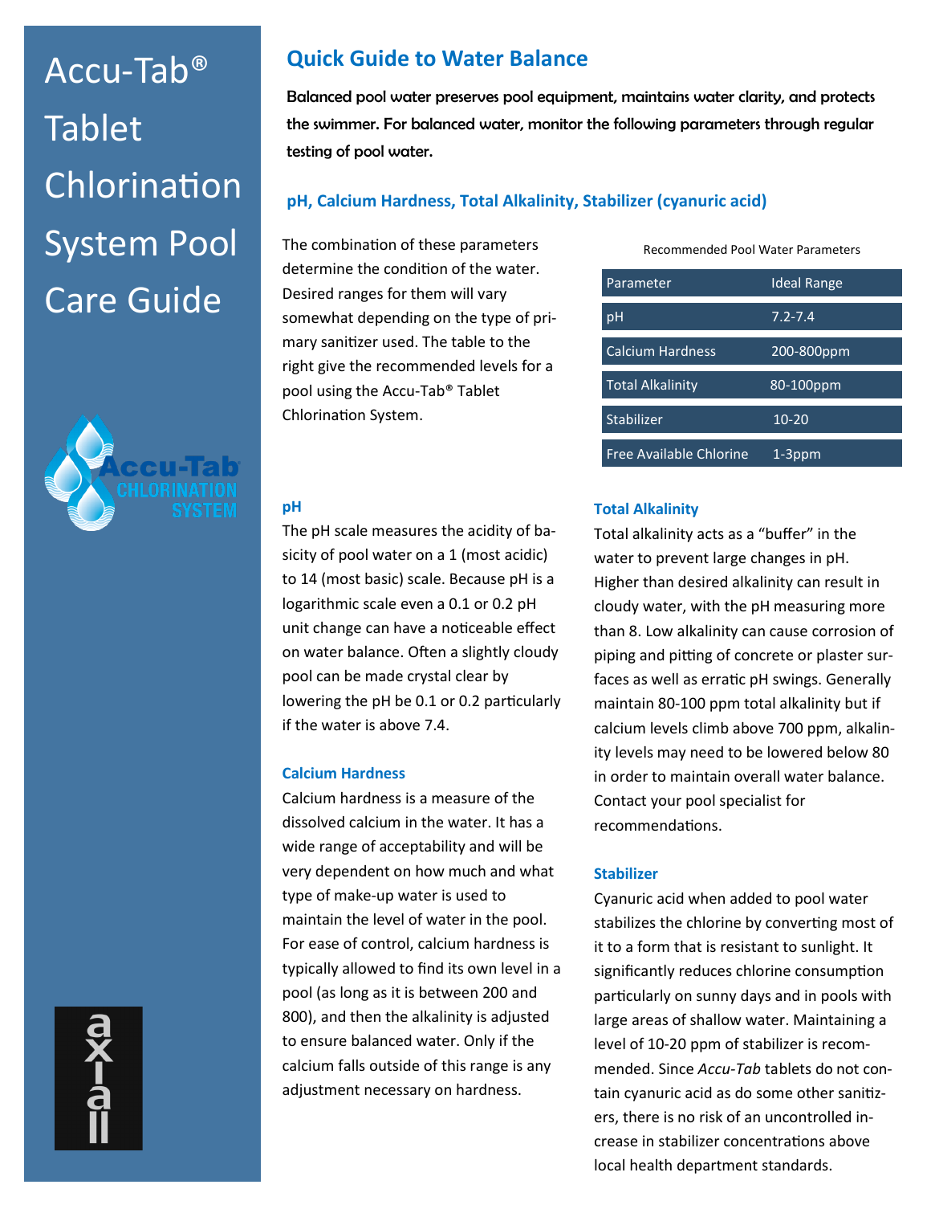# Accu-Tab® Tablet Chlorination System Pool Care Guide

## Quick Guide to Water Balance

**Balanced pool water preserves pool equipment, maintains water clarity, and protects the swimmer. For balanced water, monitor the following parameters through regular testing of pool water.**

### pH, Calcium Hardness, Total Alkalinity, Stabilizer (cyanuric acid)

The combination of these parameters determine the condition of the water. Desired ranges for them will vary somewhat depending on the type of primary sanitizer used. The table to the right give the recommended levels for a pool using the Accu-Tab® Tablet Chlorination System.

Recommended Pool Water Parameters

| Parameter | Ideal Range |
|---|---|
| pH | 7.2-7.4 |
| Calcium Hardness | 200-800ppm |
| Total Alkalinity | 80-100ppm |
| Stabilizer | 10-20 |
| Free Available Chlorine | 1-3ppm |

#### pH

The pH scale measures the acidity of basicity of pool water on a 1 (most acidic) to 14 (most basic) scale. Because pH is a logarithmic scale even a 0.1 or 0.2 pH unit change can have a noticeable effect on water balance. Often a slightly cloudy pool can be made crystal clear by lowering the pH be 0.1 or 0.2 particularly if the water is above 7.4.

#### Calcium Hardness

Calcium hardness is a measure of the dissolved calcium in the water. It has a wide range of acceptability and will be very dependent on how much and what type of make-up water is used to maintain the level of water in the pool. For ease of control, calcium hardness is typically allowed to find its own level in a pool (as long as it is between 200 and 800), and then the alkalinity is adjusted to ensure balanced water. Only if the calcium falls outside of this range is any adjustment necessary on hardness.

#### Total Alkalinity

Total alkalinity acts as a "buffer" in the water to prevent large changes in pH. Higher than desired alkalinity can result in cloudy water, with the pH measuring more than 8. Low alkalinity can cause corrosion of piping and pitting of concrete or plaster surfaces as well as erratic pH swings. Generally maintain 80-100 ppm total alkalinity but if calcium levels climb above 700 ppm, alkalinity levels may need to be lowered below 80 in order to maintain overall water balance. Contact your pool specialist for recommendations.

#### Stabilizer

Cyanuric acid when added to pool water stabilizes the chlorine by converting most of it to a form that is resistant to sunlight. It significantly reduces chlorine consumption particularly on sunny days and in pools with large areas of shallow water. Maintaining a level of 10-20 ppm of stabilizer is recommended. Since *Accu-Tab* tablets do not contain cyanuric acid as do some other sanitizers, there is no risk of an uncontrolled increase in stabilizer concentrations above local health department standards.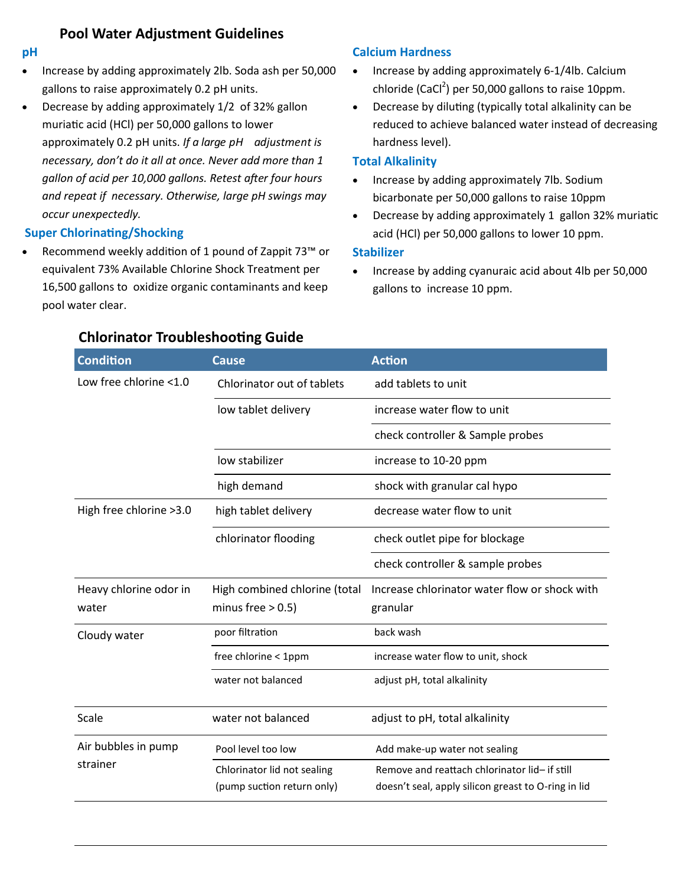## Pool Water Adjustment Guidelines

### pH

- Increase by adding approximately 2lb. Soda ash per 50,000 gallons to raise approximately 0.2 pH units.
- Decrease by adding approximately 1/2 of 32% gallon muriatic acid (HCl) per 50,000 gallons to lower approximately 0.2 pH units. *If a large pH adjustment is necessary, don't do it all at once. Never add more than 1 gallon of acid per 10,000 gallons. Retest after four hours and repeat if necessary. Otherwise, large pH swings may occur unexpectedly.*

### Super Chlorinating/Shocking

- Recommend weekly addition of 1 pound of Zappit 73™ or equivalent 73% Available Chlorine Shock Treatment per 16,500 gallons to oxidize organic contaminants and keep pool water clear.

### Calcium Hardness

- Increase by adding approximately 6-1/4lb. Calcium chloride ($CaCl^2$) per 50,000 gallons to raise 10ppm.
- Decrease by diluting (typically total alkalinity can be reduced to achieve balanced water instead of decreasing hardness level).

### Total Alkalinity

- Increase by adding approximately 7lb. Sodium bicarbonate per 50,000 gallons to raise 10ppm
- Decrease by adding approximately 1 gallon 32% muriatic acid (HCl) per 50,000 gallons to lower 10 ppm.

### Stabilizer

- Increase by adding cyanuraic acid about 4lb per 50,000 gallons to increase 10 ppm.

## Chlorinator Troubleshooting Guide

| Condition | Cause | Action |
|---|---|---|
| Low free chlorine <1.0 | Chlorinator out of tablets | add tablets to unit |
| | low tablet delivery | increase water flow to unit |
| | | check controller & Sample probes |
| | low stabilizer | increase to 10-20 ppm |
| | high demand | shock with granular cal hypo |
| High free chlorine >3.0 | high tablet delivery | decrease water flow to unit |
| | chlorinator flooding | check outlet pipe for blockage |
| | | check controller & sample probes |
| Heavy chlorine odor in water | High combined chlorine (total minus free > 0.5) | Increase chlorinator water flow or shock with granular |
| Cloudy water | poor filtration | back wash |
| | free chlorine < 1ppm | increase water flow to unit, shock |
| | water not balanced | adjust pH, total alkalinity |
| Scale | water not balanced | adjust to pH, total alkalinity |
| Air bubbles in pump strainer | Pool level too low | Add make-up water not sealing |
| | Chlorinator lid not sealing (pump suction return only) | Remove and reattach chlorinator lid– if still doesn't seal, apply silicon greast to O-ring in lid |